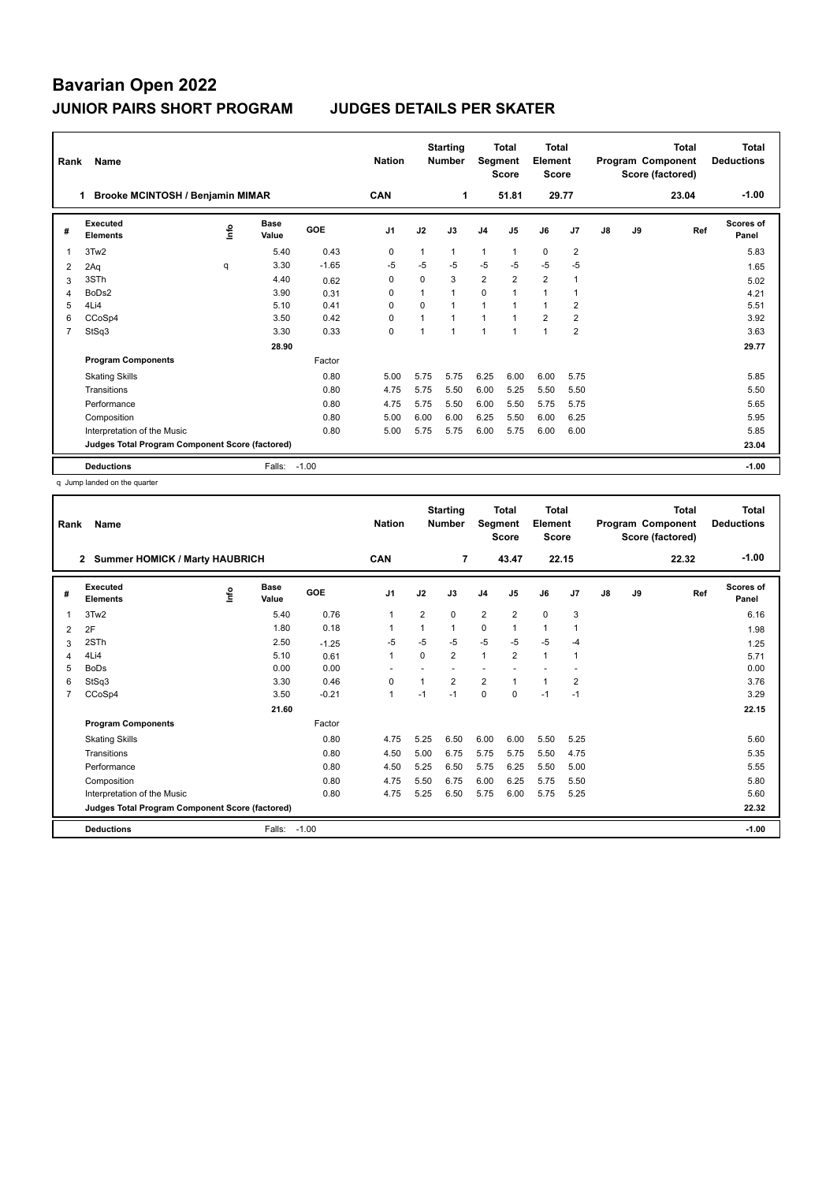# Bavarian Open 2022

## JUNIOR PAIRS SHORT PROGRAM    JUDGES DETAILS PER SKATER

| Rank | Name | Nation | Starting Number | Total Segment Score | Total Element Score | Total Program Component Score (factored) | Total Deductions |
|---|---|---|---|---|---|---|---|
| 1 | Brooke MCINTOSH / Benjamin MIMAR | CAN | 1 | 51.81 | 29.77 | 23.04 | -1.00 |

| # | Executed Elements | Info | Base Value | GOE | J1 | J2 | J3 | J4 | J5 | J6 | J7 | J8 | J9 | Ref | Scores of Panel |
|---|---|---|---|---|---|---|---|---|---|---|---|---|---|---|---|
| 1 | 3Tw2 | | 5.40 | 0.43 | 0 | 1 | 1 | 1 | 1 | 0 | 2 | | | | 5.83 |
| 2 | 2Aq | q | 3.30 | -1.65 | -5 | -5 | -5 | -5 | -5 | -5 | -5 | | | | 1.65 |
| 3 | 3STh | | 4.40 | 0.62 | 0 | 0 | 3 | 2 | 2 | 2 | 1 | | | | 5.02 |
| 4 | BoDs2 | | 3.90 | 0.31 | 0 | 1 | 1 | 0 | 1 | 1 | 1 | | | | 4.21 |
| 5 | 4Li4 | | 5.10 | 0.41 | 0 | 0 | 1 | 1 | 1 | 1 | 2 | | | | 5.51 |
| 6 | CCoSp4 | | 3.50 | 0.42 | 0 | 1 | 1 | 1 | 1 | 2 | 2 | | | | 3.92 |
| 7 | StSq3 | | 3.30 | 0.33 | 0 | 1 | 1 | 1 | 1 | 1 | 2 | | | | 3.63 |
| | | | 28.90 | | | | | | | | | | | | 29.77 |
| | **Program Components** | | | Factor | | | | | | | | | | | |
| | Skating Skills | | | 0.80 | 5.00 | 5.75 | 5.75 | 6.25 | 6.00 | 6.00 | 5.75 | | | | 5.85 |
| | Transitions | | | 0.80 | 4.75 | 5.75 | 5.50 | 6.00 | 5.25 | 5.50 | 5.50 | | | | 5.50 |
| | Performance | | | 0.80 | 4.75 | 5.75 | 5.50 | 6.00 | 5.50 | 5.75 | 5.75 | | | | 5.65 |
| | Composition | | | 0.80 | 5.00 | 6.00 | 6.00 | 6.25 | 5.50 | 6.00 | 6.25 | | | | 5.95 |
| | Interpretation of the Music | | | 0.80 | 5.00 | 5.75 | 5.75 | 6.00 | 5.75 | 6.00 | 6.00 | | | | 5.85 |
| | **Judges Total Program Component Score (factored)** | | | | | | | | | | | | | | 23.04 |
| | **Deductions** | | Falls: | -1.00 | | | | | | | | | | | -1.00 |

q Jump landed on the quarter

| Rank | Name | Nation | Starting Number | Total Segment Score | Total Element Score | Total Program Component Score (factored) | Total Deductions |
|---|---|---|---|---|---|---|---|
| 2 | Summer HOMICK / Marty HAUBRICH | CAN | 7 | 43.47 | 22.15 | 22.32 | -1.00 |

| # | Executed Elements | Info | Base Value | GOE | J1 | J2 | J3 | J4 | J5 | J6 | J7 | J8 | J9 | Ref | Scores of Panel |
|---|---|---|---|---|---|---|---|---|---|---|---|---|---|---|---|
| 1 | 3Tw2 | | 5.40 | 0.76 | 1 | 2 | 0 | 2 | 2 | 0 | 3 | | | | 6.16 |
| 2 | 2F | | 1.80 | 0.18 | 1 | 1 | 1 | 0 | 1 | 1 | 1 | | | | 1.98 |
| 3 | 2STh | | 2.50 | -1.25 | -5 | -5 | -5 | -5 | -5 | -5 | -4 | | | | 1.25 |
| 4 | 4Li4 | | 5.10 | 0.61 | 1 | 0 | 2 | 1 | 2 | 1 | 1 | | | | 5.71 |
| 5 | BoDs | | 0.00 | 0.00 | - | - | - | - | - | - | - | | | | 0.00 |
| 6 | StSq3 | | 3.30 | 0.46 | 0 | 1 | 2 | 2 | 1 | 1 | 2 | | | | 3.76 |
| 7 | CCoSp4 | | 3.50 | -0.21 | 1 | -1 | -1 | 0 | 0 | -1 | -1 | | | | 3.29 |
| | | | 21.60 | | | | | | | | | | | | 22.15 |
| | **Program Components** | | | Factor | | | | | | | | | | | |
| | Skating Skills | | | 0.80 | 4.75 | 5.25 | 6.50 | 6.00 | 6.00 | 5.50 | 5.25 | | | | 5.60 |
| | Transitions | | | 0.80 | 4.50 | 5.00 | 6.75 | 5.75 | 5.75 | 5.50 | 4.75 | | | | 5.35 |
| | Performance | | | 0.80 | 4.50 | 5.25 | 6.50 | 5.75 | 6.25 | 5.50 | 5.00 | | | | 5.55 |
| | Composition | | | 0.80 | 4.75 | 5.50 | 6.75 | 6.00 | 6.25 | 5.75 | 5.50 | | | | 5.80 |
| | Interpretation of the Music | | | 0.80 | 4.75 | 5.25 | 6.50 | 5.75 | 6.00 | 5.75 | 5.25 | | | | 5.60 |
| | **Judges Total Program Component Score (factored)** | | | | | | | | | | | | | | 22.32 |
| | **Deductions** | | Falls: | -1.00 | | | | | | | | | | | -1.00 |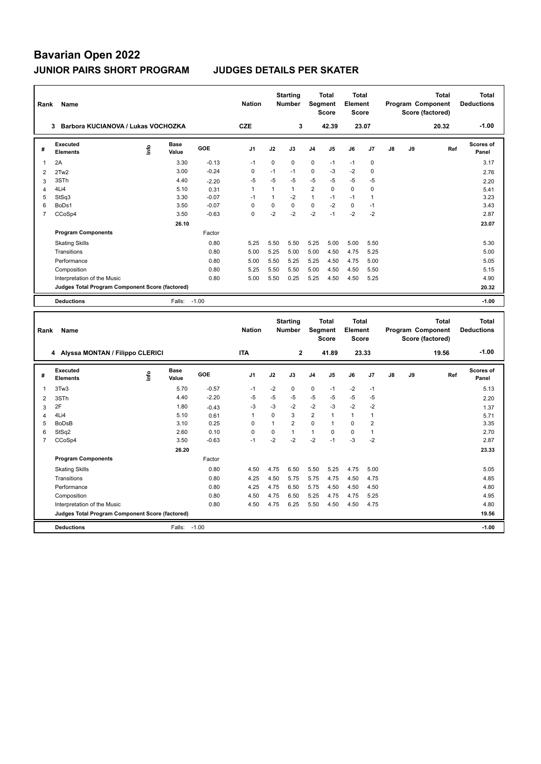# Bavarian Open 2022

## JUNIOR PAIRS SHORT PROGRAM JUDGES DETAILS PER SKATER

| Rank | Name | Nation | Starting Number | Total Segment Score | Total Element Score | Total Program Component Score (factored) | Total Deductions |
|---|---|---|---|---|---|---|---|
| 3 | Barbora KUCIANOVA / Lukas VOCHOZKA | CZE | 3 | 42.39 | 23.07 | 20.32 | -1.00 |

| # | Executed Elements | Info | Base Value | GOE | J1 | J2 | J3 | J4 | J5 | J6 | J7 | J8 | J9 | Ref | Scores of Panel |
|---|---|---|---|---|---|---|---|---|---|---|---|---|---|---|---|
| 1 | 2A | | 3.30 | -0.13 | -1 | 0 | 0 | 0 | -1 | -1 | 0 | | | | 3.17 |
| 2 | 2Tw2 | | 3.00 | -0.24 | 0 | -1 | -1 | 0 | -3 | -2 | 0 | | | | 2.76 |
| 3 | 3STh | | 4.40 | -2.20 | -5 | -5 | -5 | -5 | -5 | -5 | -5 | | | | 2.20 |
| 4 | 4Li4 | | 5.10 | 0.31 | 1 | 1 | 1 | 2 | 0 | 0 | 0 | | | | 5.41 |
| 5 | StSq3 | | 3.30 | -0.07 | -1 | 1 | -2 | 1 | -1 | -1 | 1 | | | | 3.23 |
| 6 | BoDs1 | | 3.50 | -0.07 | 0 | 0 | 0 | 0 | -2 | 0 | -1 | | | | 3.43 |
| 7 | CCoSp4 | | 3.50 | -0.63 | 0 | -2 | -2 | -2 | -1 | -2 | -2 | | | | 2.87 |
| | | | 26.10 | | | | | | | | | | | | 23.07 |

| Program Components | Factor | J1 | J2 | J3 | J4 | J5 | J6 | J7 | J8 | J9 | Scores of Panel |
|---|---|---|---|---|---|---|---|---|---|---|---|
| Skating Skills | 0.80 | 5.25 | 5.50 | 5.50 | 5.25 | 5.00 | 5.00 | 5.50 | | | 5.30 |
| Transitions | 0.80 | 5.00 | 5.25 | 5.00 | 5.00 | 4.50 | 4.75 | 5.25 | | | 5.00 |
| Performance | 0.80 | 5.00 | 5.50 | 5.25 | 5.25 | 4.50 | 4.75 | 5.00 | | | 5.05 |
| Composition | 0.80 | 5.25 | 5.50 | 5.50 | 5.00 | 4.50 | 4.50 | 5.50 | | | 5.15 |
| Interpretation of the Music | 0.80 | 5.00 | 5.50 | 0.25 | 5.25 | 4.50 | 4.50 | 5.25 | | | 4.90 |
| Judges Total Program Component Score (factored) | | | | | | | | | | | 20.32 |

| Deductions | Falls: | -1.00 | -1.00 |
|---|---|---|---|

| Rank | Name | Nation | Starting Number | Total Segment Score | Total Element Score | Total Program Component Score (factored) | Total Deductions |
|---|---|---|---|---|---|---|---|
| 4 | Alyssa MONTAN / Filippo CLERICI | ITA | 2 | 41.89 | 23.33 | 19.56 | -1.00 |

| # | Executed Elements | Info | Base Value | GOE | J1 | J2 | J3 | J4 | J5 | J6 | J7 | J8 | J9 | Ref | Scores of Panel |
|---|---|---|---|---|---|---|---|---|---|---|---|---|---|---|---|
| 1 | 3Tw3 | | 5.70 | -0.57 | -1 | -2 | 0 | 0 | -1 | -2 | -1 | | | | 5.13 |
| 2 | 3STh | | 4.40 | -2.20 | -5 | -5 | -5 | -5 | -5 | -5 | -5 | | | | 2.20 |
| 3 | 2F | | 1.80 | -0.43 | -3 | -3 | -2 | -2 | -3 | -2 | -2 | | | | 1.37 |
| 4 | 4Li4 | | 5.10 | 0.61 | 1 | 0 | 3 | 2 | 1 | 1 | 1 | | | | 5.71 |
| 5 | BoDsB | | 3.10 | 0.25 | 0 | 1 | 2 | 0 | 1 | 0 | 2 | | | | 3.35 |
| 6 | StSq2 | | 2.60 | 0.10 | 0 | 0 | 1 | 1 | 0 | 0 | 1 | | | | 2.70 |
| 7 | CCoSp4 | | 3.50 | -0.63 | -1 | -2 | -2 | -2 | -1 | -3 | -2 | | | | 2.87 |
| | | | 26.20 | | | | | | | | | | | | 23.33 |

| Program Components | Factor | J1 | J2 | J3 | J4 | J5 | J6 | J7 | J8 | J9 | Scores of Panel |
|---|---|---|---|---|---|---|---|---|---|---|---|
| Skating Skills | 0.80 | 4.50 | 4.75 | 6.50 | 5.50 | 5.25 | 4.75 | 5.00 | | | 5.05 |
| Transitions | 0.80 | 4.25 | 4.50 | 5.75 | 5.75 | 4.75 | 4.50 | 4.75 | | | 4.85 |
| Performance | 0.80 | 4.25 | 4.75 | 6.50 | 5.75 | 4.50 | 4.50 | 4.50 | | | 4.80 |
| Composition | 0.80 | 4.50 | 4.75 | 6.50 | 5.25 | 4.75 | 4.75 | 5.25 | | | 4.95 |
| Interpretation of the Music | 0.80 | 4.50 | 4.75 | 6.25 | 5.50 | 4.50 | 4.50 | 4.75 | | | 4.80 |
| Judges Total Program Component Score (factored) | | | | | | | | | | | 19.56 |

| Deductions | Falls: | -1.00 | -1.00 |
|---|---|---|---|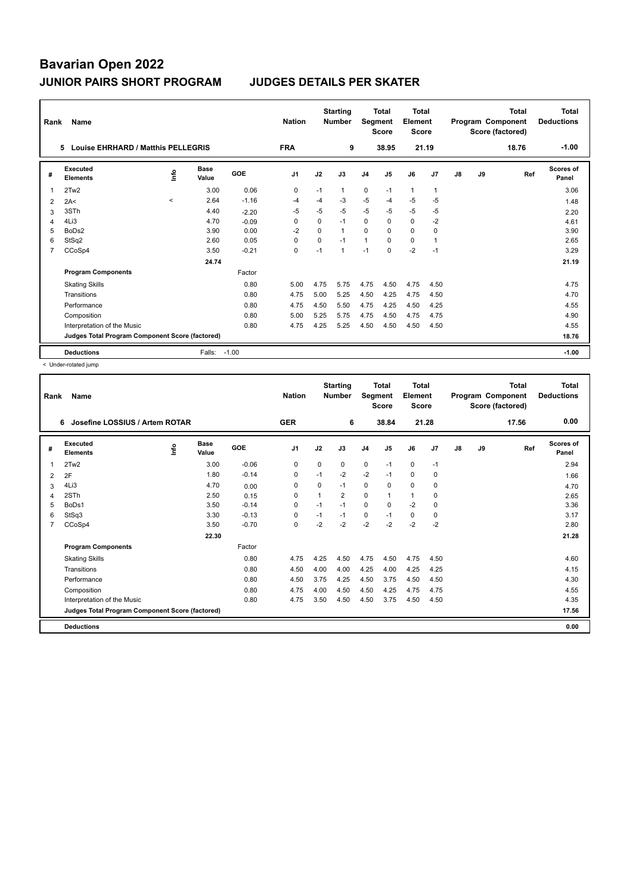# Bavarian Open 2022

## JUNIOR PAIRS SHORT PROGRAM JUDGES DETAILS PER SKATER

| Rank | Name | Nation | Starting Number | Total Segment Score | Total Element Score | Total Program Component Score (factored) | Total Deductions |
|---|---|---|---|---|---|---|---|
| 5 | Louise EHRHARD / Matthis PELLEGRIS | FRA | 9 | 38.95 | 21.19 | 18.76 | -1.00 |

| # | Executed Elements | Info | Base Value | GOE | J1 | J2 | J3 | J4 | J5 | J6 | J7 | J8 | J9 | Ref | Scores of Panel |
|---|---|---|---|---|---|---|---|---|---|---|---|---|---|---|---|
| 1 | 2Tw2 | | 3.00 | 0.06 | 0 | -1 | 1 | 0 | -1 | 1 | 1 | | | | 3.06 |
| 2 | 2A< | < | 2.64 | -1.16 | -4 | -4 | -3 | -5 | -4 | -5 | -5 | | | | 1.48 |
| 3 | 3STh | | 4.40 | -2.20 | -5 | -5 | -5 | -5 | -5 | -5 | -5 | | | | 2.20 |
| 4 | 4Li3 | | 4.70 | -0.09 | 0 | 0 | -1 | 0 | 0 | 0 | -2 | | | | 4.61 |
| 5 | BoDs2 | | 3.90 | 0.00 | -2 | 0 | 1 | 0 | 0 | 0 | 0 | | | | 3.90 |
| 6 | StSq2 | | 2.60 | 0.05 | 0 | 0 | -1 | 1 | 0 | 0 | 1 | | | | 2.65 |
| 7 | CCoSp4 | | 3.50 | -0.21 | 0 | -1 | 1 | -1 | 0 | -2 | -1 | | | | 3.29 |
| | | | 24.74 | | | | | | | | | | | | 21.19 |
| | **Program Components** | | | Factor | | | | | | | | | | | |
| | Skating Skills | | | 0.80 | 5.00 | 4.75 | 5.75 | 4.75 | 4.50 | 4.75 | 4.50 | | | | 4.75 |
| | Transitions | | | 0.80 | 4.75 | 5.00 | 5.25 | 4.50 | 4.25 | 4.75 | 4.50 | | | | 4.70 |
| | Performance | | | 0.80 | 4.75 | 4.50 | 5.50 | 4.75 | 4.25 | 4.50 | 4.25 | | | | 4.55 |
| | Composition | | | 0.80 | 5.00 | 5.25 | 5.75 | 4.75 | 4.50 | 4.75 | 4.75 | | | | 4.90 |
| | Interpretation of the Music | | | 0.80 | 4.75 | 4.25 | 5.25 | 4.50 | 4.50 | 4.50 | 4.50 | | | | 4.55 |
| | **Judges Total Program Component Score (factored)** | | | | | | | | | | | | | | 18.76 |
| | **Deductions** | | Falls: | -1.00 | | | | | | | | | | | -1.00 |

< Under-rotated jump

| Rank | Name | Nation | Starting Number | Total Segment Score | Total Element Score | Total Program Component Score (factored) | Total Deductions |
|---|---|---|---|---|---|---|---|
| 6 | Josefine LOSSIUS / Artem ROTAR | GER | 6 | 38.84 | 21.28 | 17.56 | 0.00 |

| # | Executed Elements | Info | Base Value | GOE | J1 | J2 | J3 | J4 | J5 | J6 | J7 | J8 | J9 | Ref | Scores of Panel |
|---|---|---|---|---|---|---|---|---|---|---|---|---|---|---|---|
| 1 | 2Tw2 | | 3.00 | -0.06 | 0 | 0 | 0 | 0 | -1 | 0 | -1 | | | | 2.94 |
| 2 | 2F | | 1.80 | -0.14 | 0 | -1 | -2 | -2 | -1 | 0 | 0 | | | | 1.66 |
| 3 | 4Li3 | | 4.70 | 0.00 | 0 | 0 | -1 | 0 | 0 | 0 | 0 | | | | 4.70 |
| 4 | 2STh | | 2.50 | 0.15 | 0 | 1 | 2 | 0 | 1 | 1 | 0 | | | | 2.65 |
| 5 | BoDs1 | | 3.50 | -0.14 | 0 | -1 | -1 | 0 | 0 | -2 | 0 | | | | 3.36 |
| 6 | StSq3 | | 3.30 | -0.13 | 0 | -1 | -1 | 0 | -1 | 0 | 0 | | | | 3.17 |
| 7 | CCoSp4 | | 3.50 | -0.70 | 0 | -2 | -2 | -2 | -2 | -2 | -2 | | | | 2.80 |
| | | | 22.30 | | | | | | | | | | | | 21.28 |
| | **Program Components** | | | Factor | | | | | | | | | | | |
| | Skating Skills | | | 0.80 | 4.75 | 4.25 | 4.50 | 4.75 | 4.50 | 4.75 | 4.50 | | | | 4.60 |
| | Transitions | | | 0.80 | 4.50 | 4.00 | 4.00 | 4.25 | 4.00 | 4.25 | 4.25 | | | | 4.15 |
| | Performance | | | 0.80 | 4.50 | 3.75 | 4.25 | 4.50 | 3.75 | 4.50 | 4.50 | | | | 4.30 |
| | Composition | | | 0.80 | 4.75 | 4.00 | 4.50 | 4.50 | 4.25 | 4.75 | 4.75 | | | | 4.55 |
| | Interpretation of the Music | | | 0.80 | 4.75 | 3.50 | 4.50 | 4.50 | 3.75 | 4.50 | 4.50 | | | | 4.35 |
| | **Judges Total Program Component Score (factored)** | | | | | | | | | | | | | | 17.56 |
| | **Deductions** | | | | | | | | | | | | | | 0.00 |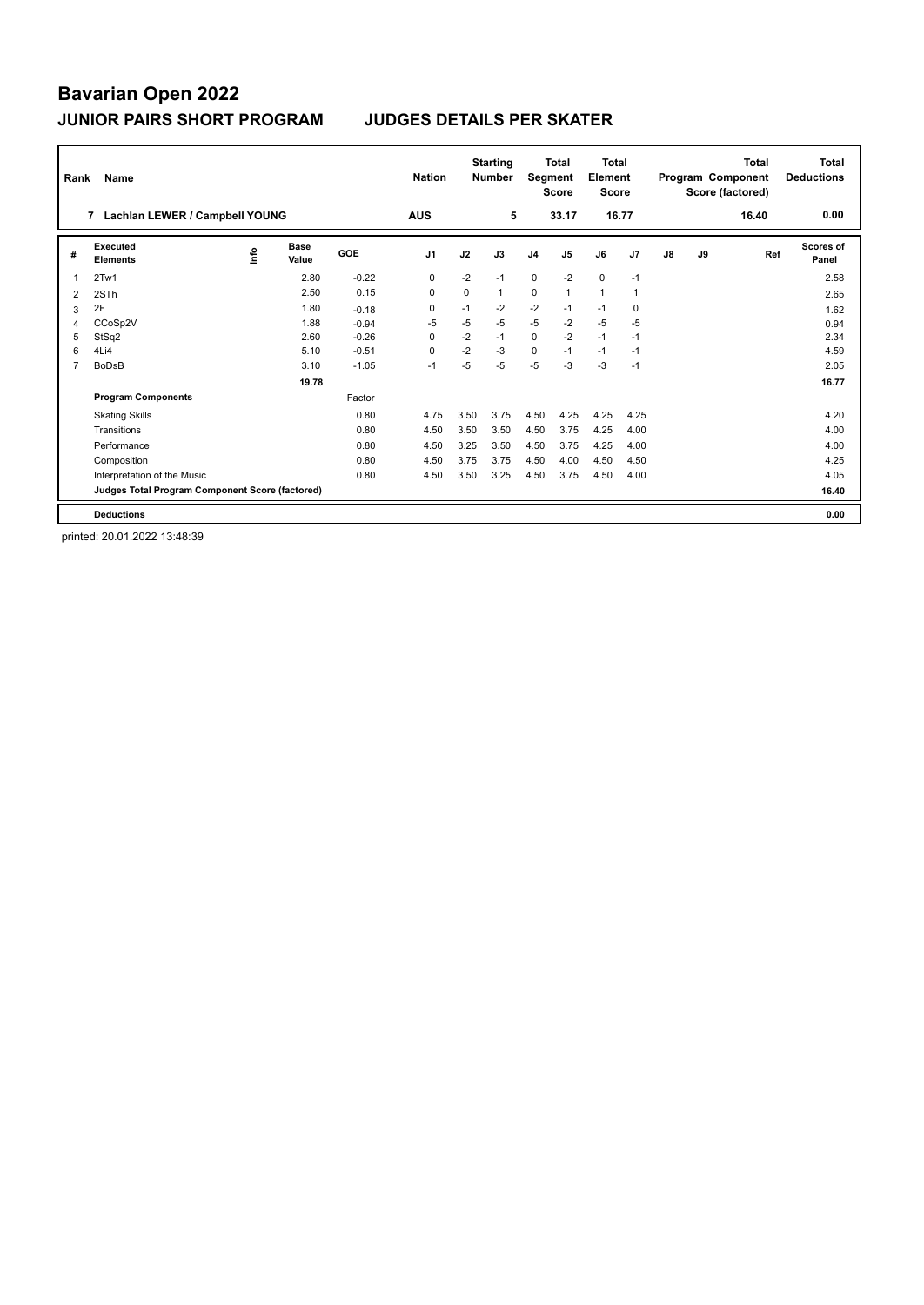# Bavarian Open 2022

## JUNIOR PAIRS SHORT PROGRAM JUDGES DETAILS PER SKATER

| Rank | Name | Nation | Starting Number | Total Segment Score | Total Element Score | Total Program Component Score (factored) | Total Deductions |
|---|---|---|---|---|---|---|---|
| 7 | Lachlan LEWER / Campbell YOUNG | AUS | 5 | 33.17 | 16.77 | 16.40 | 0.00 |

| # | Executed Elements | Info | Base Value | GOE | J1 | J2 | J3 | J4 | J5 | J6 | J7 | J8 | J9 | Ref | Scores of Panel |
|---|---|---|---|---|---|---|---|---|---|---|---|---|---|---|---|
| 1 | 2Tw1 | | 2.80 | -0.22 | 0 | -2 | -1 | 0 | -2 | 0 | -1 | | | | 2.58 |
| 2 | 2STh | | 2.50 | 0.15 | 0 | 0 | 1 | 0 | 1 | 1 | 1 | | | | 2.65 |
| 3 | 2F | | 1.80 | -0.18 | 0 | -1 | -2 | -2 | -1 | -1 | 0 | | | | 1.62 |
| 4 | CCoSp2V | | 1.88 | -0.94 | -5 | -5 | -5 | -5 | -2 | -5 | -5 | | | | 0.94 |
| 5 | StSq2 | | 2.60 | -0.26 | 0 | -2 | -1 | 0 | -2 | -1 | -1 | | | | 2.34 |
| 6 | 4Li4 | | 5.10 | -0.51 | 0 | -2 | -3 | 0 | -1 | -1 | -1 | | | | 4.59 |
| 7 | BoDsB | | 3.10 | -1.05 | -1 | -5 | -5 | -5 | -3 | -3 | -1 | | | | 2.05 |
| | | | 19.78 | | | | | | | | | | | | 16.77 |
| | **Program Components** | | | Factor | | | | | | | | | | | |
| | Skating Skills | | | 0.80 | 4.75 | 3.50 | 3.75 | 4.50 | 4.25 | 4.25 | 4.25 | | | | 4.20 |
| | Transitions | | | 0.80 | 4.50 | 3.50 | 3.50 | 4.50 | 3.75 | 4.25 | 4.00 | | | | 4.00 |
| | Performance | | | 0.80 | 4.50 | 3.25 | 3.50 | 4.50 | 3.75 | 4.25 | 4.00 | | | | 4.00 |
| | Composition | | | 0.80 | 4.50 | 3.75 | 3.75 | 4.50 | 4.00 | 4.50 | 4.50 | | | | 4.25 |
| | Interpretation of the Music | | | 0.80 | 4.50 | 3.50 | 3.25 | 4.50 | 3.75 | 4.50 | 4.00 | | | | 4.05 |
| | **Judges Total Program Component Score (factored)** | | | | | | | | | | | | | | 16.40 |
| | **Deductions** | | | | | | | | | | | | | | 0.00 |

printed: 20.01.2022 13:48:39